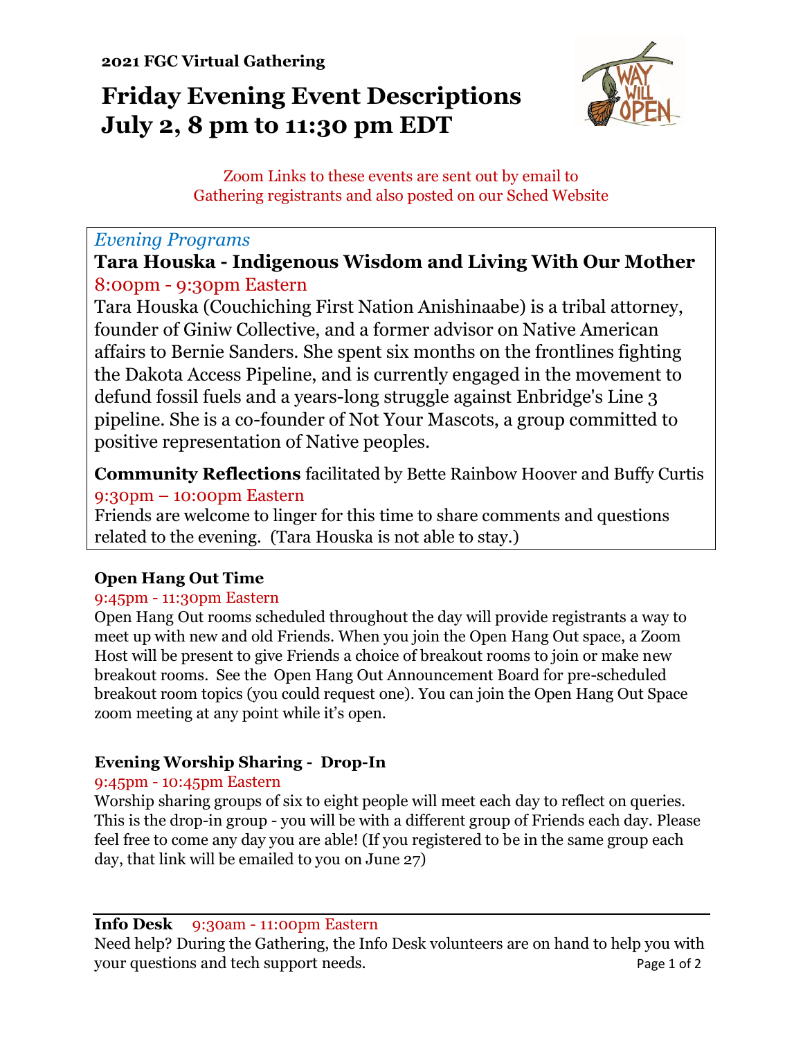**2021 FGC Virtual Gathering**

# Friday Evening Event Descriptions
# July 2, 8 pm to 11:30 pm EDT

Zoom Links to these events are sent out by email to Gathering registrants and also posted on our Sched Website

*Evening Programs*

## Tara Houska - Indigenous Wisdom and Living With Our Mother

8:00pm - 9:30pm Eastern

Tara Houska (Couchiching First Nation Anishinaabe) is a tribal attorney, founder of Giniw Collective, and a former advisor on Native American affairs to Bernie Sanders. She spent six months on the frontlines fighting the Dakota Access Pipeline, and is currently engaged in the movement to defund fossil fuels and a years-long struggle against Enbridge's Line 3 pipeline. She is a co-founder of Not Your Mascots, a group committed to positive representation of Native peoples.

**Community Reflections** facilitated by Bette Rainbow Hoover and Buffy Curtis

9:30pm – 10:00pm Eastern

Friends are welcome to linger for this time to share comments and questions related to the evening. (Tara Houska is not able to stay.)

### Open Hang Out Time

9:45pm - 11:30pm Eastern

Open Hang Out rooms scheduled throughout the day will provide registrants a way to meet up with new and old Friends. When you join the Open Hang Out space, a Zoom Host will be present to give Friends a choice of breakout rooms to join or make new breakout rooms. See the Open Hang Out Announcement Board for pre-scheduled breakout room topics (you could request one). You can join the Open Hang Out Space zoom meeting at any point while it's open.

### Evening Worship Sharing - Drop-In

9:45pm - 10:45pm Eastern

Worship sharing groups of six to eight people will meet each day to reflect on queries. This is the drop-in group - you will be with a different group of Friends each day. Please feel free to come any day you are able! (If you registered to be in the same group each day, that link will be emailed to you on June 27)

**Info Desk** 9:30am - 11:00pm Eastern

Need help? During the Gathering, the Info Desk volunteers are on hand to help you with your questions and tech support needs.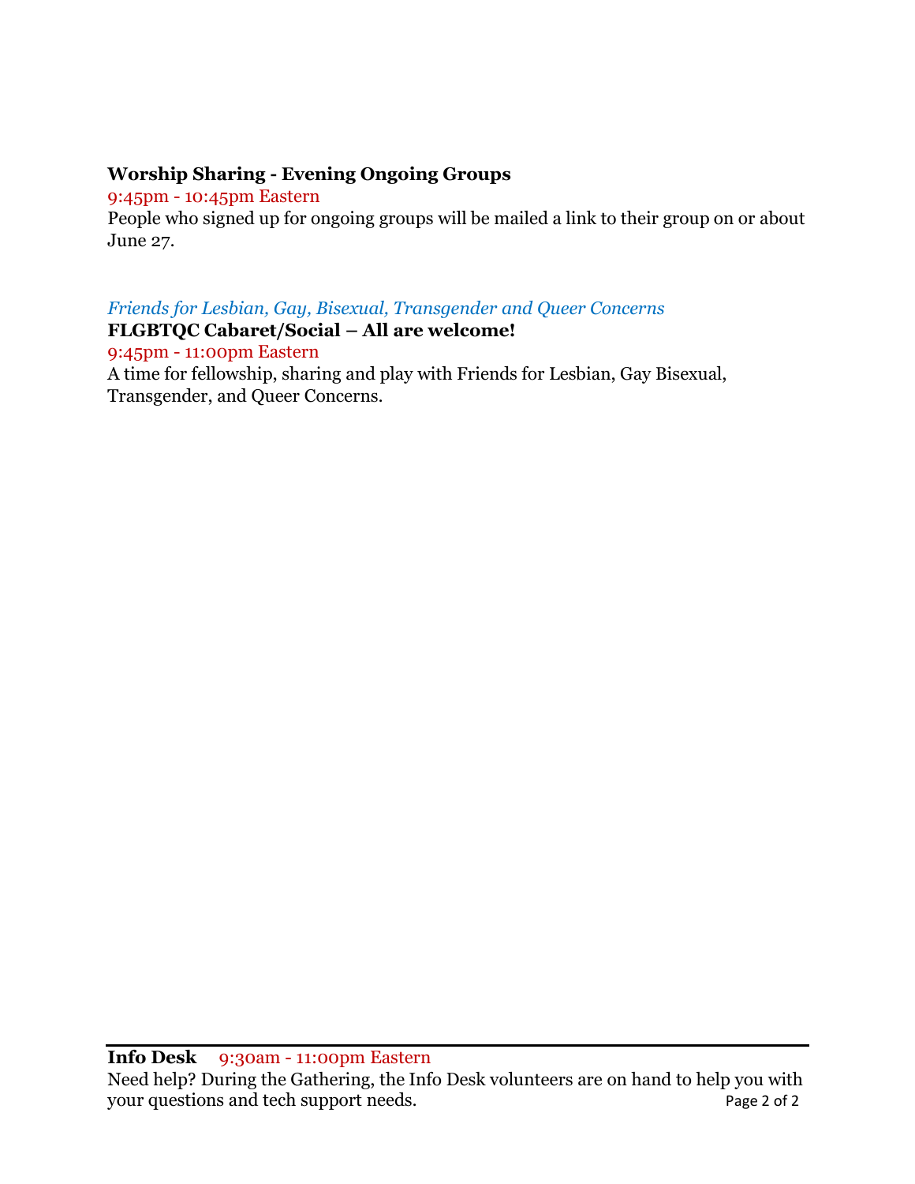**Worship Sharing - Evening Ongoing Groups**

9:45pm - 10:45pm Eastern

People who signed up for ongoing groups will be mailed a link to their group on or about June 27.

*Friends for Lesbian, Gay, Bisexual, Transgender and Queer Concerns*

**FLGBTQC Cabaret/Social – All are welcome!**

9:45pm - 11:00pm Eastern

A time for fellowship, sharing and play with Friends for Lesbian, Gay Bisexual, Transgender, and Queer Concerns.

---

**Info Desk** 9:30am - 11:00pm Eastern

Need help? During the Gathering, the Info Desk volunteers are on hand to help you with your questions and tech support needs.